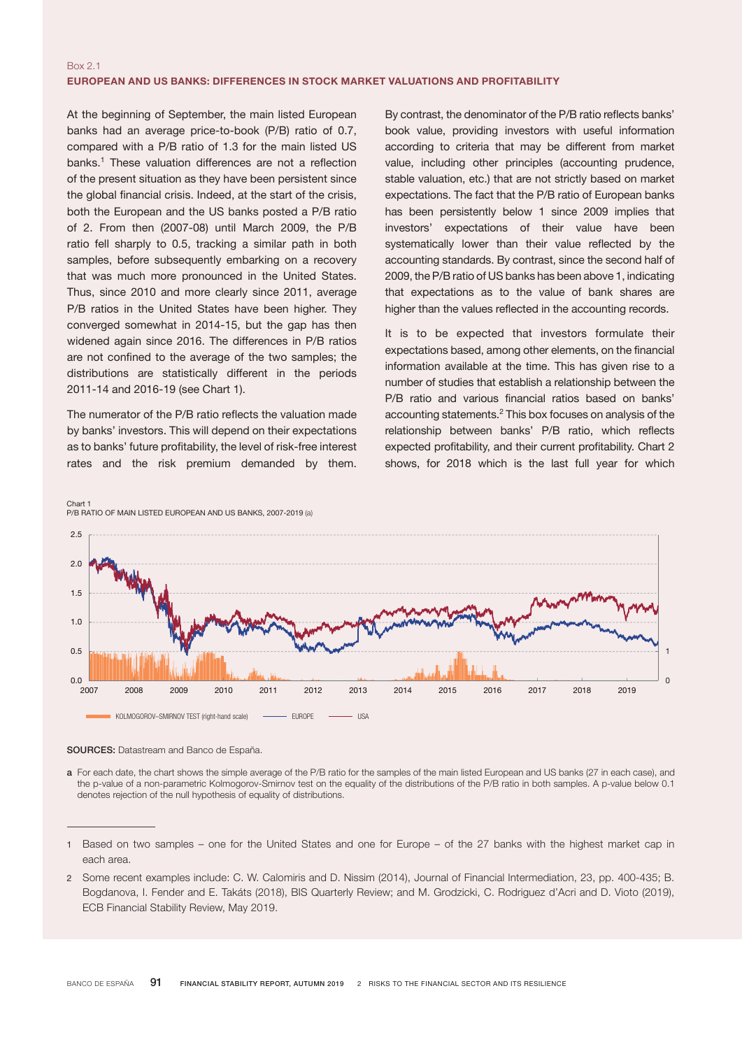Box 2.1

## EUROPEAN AND US BANKS: DIFFERENCES IN STOCK MARKET VALUATIONS AND PROFITABILITY

At the beginning of September, the main listed European banks had an average price-to-book (P/B) ratio of 0.7, compared with a P/B ratio of 1.3 for the main listed US banks.[1] These valuation differences are not a reflection of the present situation as they have been persistent since the global financial crisis. Indeed, at the start of the crisis, both the European and the US banks posted a P/B ratio of 2. From then (2007-08) until March 2009, the P/B ratio fell sharply to 0.5, tracking a similar path in both samples, before subsequently embarking on a recovery that was much more pronounced in the United States. Thus, since 2010 and more clearly since 2011, average P/B ratios in the United States have been higher. They converged somewhat in 2014-15, but the gap has then widened again since 2016. The differences in P/B ratios are not confined to the average of the two samples; the distributions are statistically different in the periods 2011-14 and 2016-19 (see Chart 1).

The numerator of the P/B ratio reflects the valuation made by banks' investors. This will depend on their expectations as to banks' future profitability, the level of risk-free interest rates and the risk premium demanded by them. By contrast, the denominator of the P/B ratio reflects banks' book value, providing investors with useful information according to criteria that may be different from market value, including other principles (accounting prudence, stable valuation, etc.) that are not strictly based on market expectations. The fact that the P/B ratio of European banks has been persistently below 1 since 2009 implies that investors' expectations of their value have been systematically lower than their value reflected by the accounting standards. By contrast, since the second half of 2009, the P/B ratio of US banks has been above 1, indicating that expectations as to the value of bank shares are higher than the values reflected in the accounting records.

It is to be expected that investors formulate their expectations based, among other elements, on the financial information available at the time. This has given rise to a number of studies that establish a relationship between the P/B ratio and various financial ratios based on banks' accounting statements.[2] This box focuses on analysis of the relationship between banks' P/B ratio, which reflects expected profitability, and their current profitability. Chart 2 shows, for 2018 which is the last full year for which

Chart 1
P/B RATIO OF MAIN LISTED EUROPEAN AND US BANKS, 2007-2019 (a)

**SOURCES:** Datastream and Banco de España.

a For each date, the chart shows the simple average of the P/B ratio for the samples of the main listed European and US banks (27 in each case), and the p-value of a non-parametric Kolmogorov-Smirnov test on the equality of the distributions of the P/B ratio in both samples. A p-value below 0.1 denotes rejection of the null hypothesis of equality of distributions.

---

1 Based on two samples – one for the United States and one for Europe – of the 27 banks with the highest market cap in each area.

2 Some recent examples include: C. W. Calomiris and D. Nissim (2014), Journal of Financial Intermediation, 23, pp. 400-435; B. Bogdanova, I. Fender and E. Takáts (2018), BIS Quarterly Review; and M. Grodzicki, C. Rodriguez d'Acri and D. Vioto (2019), ECB Financial Stability Review, May 2019.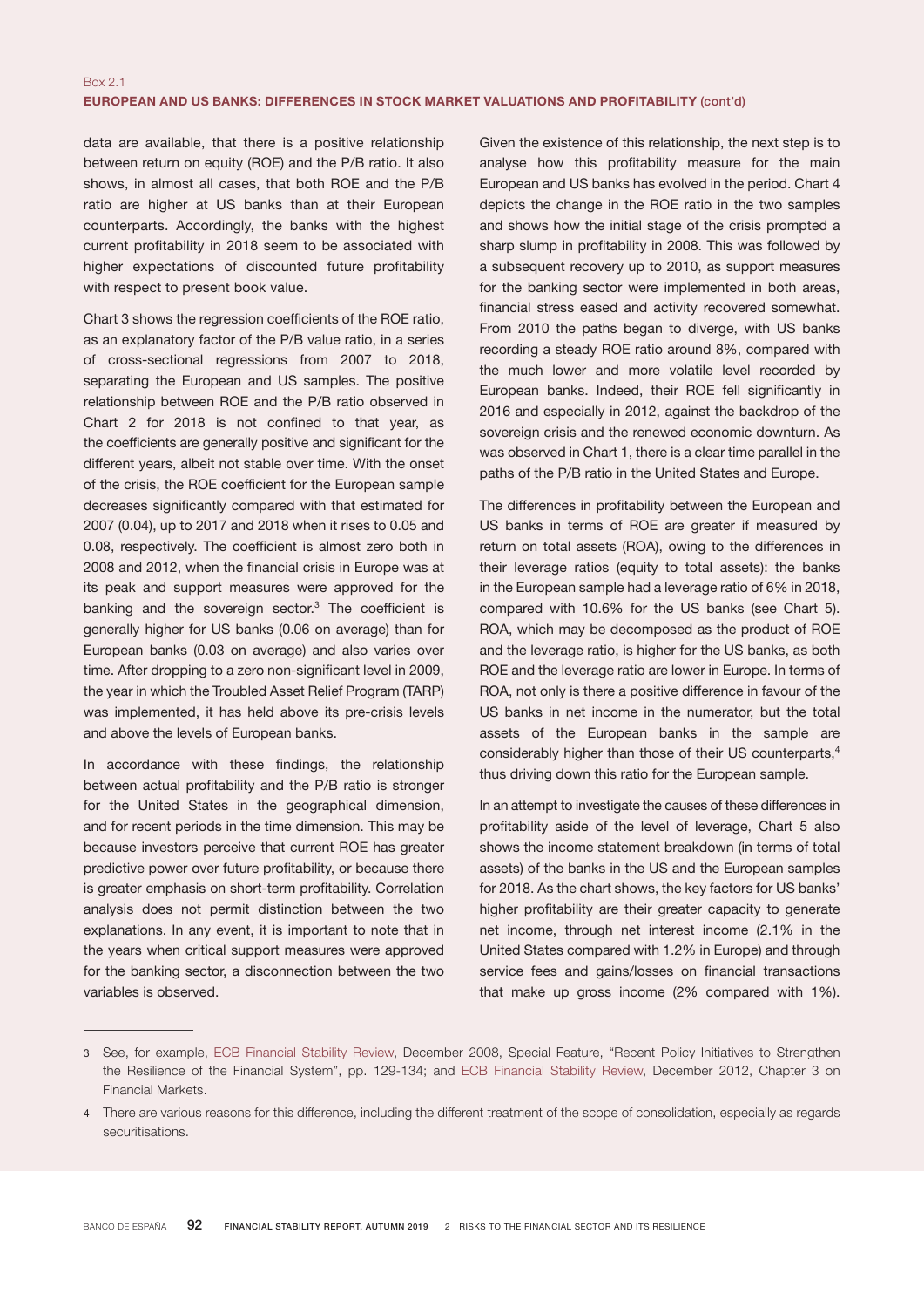Box 2.1

**EUROPEAN AND US BANKS: DIFFERENCES IN STOCK MARKET VALUATIONS AND PROFITABILITY (cont'd)**

data are available, that there is a positive relationship between return on equity (ROE) and the P/B ratio. It also shows, in almost all cases, that both ROE and the P/B ratio are higher at US banks than at their European counterparts. Accordingly, the banks with the highest current profitability in 2018 seem to be associated with higher expectations of discounted future profitability with respect to present book value.

Chart 3 shows the regression coefficients of the ROE ratio, as an explanatory factor of the P/B value ratio, in a series of cross-sectional regressions from 2007 to 2018, separating the European and US samples. The positive relationship between ROE and the P/B ratio observed in Chart 2 for 2018 is not confined to that year, as the coefficients are generally positive and significant for the different years, albeit not stable over time. With the onset of the crisis, the ROE coefficient for the European sample decreases significantly compared with that estimated for 2007 (0.04), up to 2017 and 2018 when it rises to 0.05 and 0.08, respectively. The coefficient is almost zero both in 2008 and 2012, when the financial crisis in Europe was at its peak and support measures were approved for the banking and the sovereign sector.[3] The coefficient is generally higher for US banks (0.06 on average) than for European banks (0.03 on average) and also varies over time. After dropping to a zero non-significant level in 2009, the year in which the Troubled Asset Relief Program (TARP) was implemented, it has held above its pre-crisis levels and above the levels of European banks.

In accordance with these findings, the relationship between actual profitability and the P/B ratio is stronger for the United States in the geographical dimension, and for recent periods in the time dimension. This may be because investors perceive that current ROE has greater predictive power over future profitability, or because there is greater emphasis on short-term profitability. Correlation analysis does not permit distinction between the two explanations. In any event, it is important to note that in the years when critical support measures were approved for the banking sector, a disconnection between the two variables is observed.

Given the existence of this relationship, the next step is to analyse how this profitability measure for the main European and US banks has evolved in the period. Chart 4 depicts the change in the ROE ratio in the two samples and shows how the initial stage of the crisis prompted a sharp slump in profitability in 2008. This was followed by a subsequent recovery up to 2010, as support measures for the banking sector were implemented in both areas, financial stress eased and activity recovered somewhat. From 2010 the paths began to diverge, with US banks recording a steady ROE ratio around 8%, compared with the much lower and more volatile level recorded by European banks. Indeed, their ROE fell significantly in 2016 and especially in 2012, against the backdrop of the sovereign crisis and the renewed economic downturn. As was observed in Chart 1, there is a clear time parallel in the paths of the P/B ratio in the United States and Europe.

The differences in profitability between the European and US banks in terms of ROE are greater if measured by return on total assets (ROA), owing to the differences in their leverage ratios (equity to total assets): the banks in the European sample had a leverage ratio of 6% in 2018, compared with 10.6% for the US banks (see Chart 5). ROA, which may be decomposed as the product of ROE and the leverage ratio, is higher for the US banks, as both ROE and the leverage ratio are lower in Europe. In terms of ROA, not only is there a positive difference in favour of the US banks in net income in the numerator, but the total assets of the European banks in the sample are considerably higher than those of their US counterparts,[4] thus driving down this ratio for the European sample.

In an attempt to investigate the causes of these differences in profitability aside of the level of leverage, Chart 5 also shows the income statement breakdown (in terms of total assets) of the banks in the US and the European samples for 2018. As the chart shows, the key factors for US banks' higher profitability are their greater capacity to generate net income, through net interest income (2.1% in the United States compared with 1.2% in Europe) and through service fees and gains/losses on financial transactions that make up gross income (2% compared with 1%).

---

3 See, for example, ECB Financial Stability Review, December 2008, Special Feature, "Recent Policy Initiatives to Strengthen the Resilience of the Financial System", pp. 129-134; and ECB Financial Stability Review, December 2012, Chapter 3 on Financial Markets.

4 There are various reasons for this difference, including the different treatment of the scope of consolidation, especially as regards securitisations.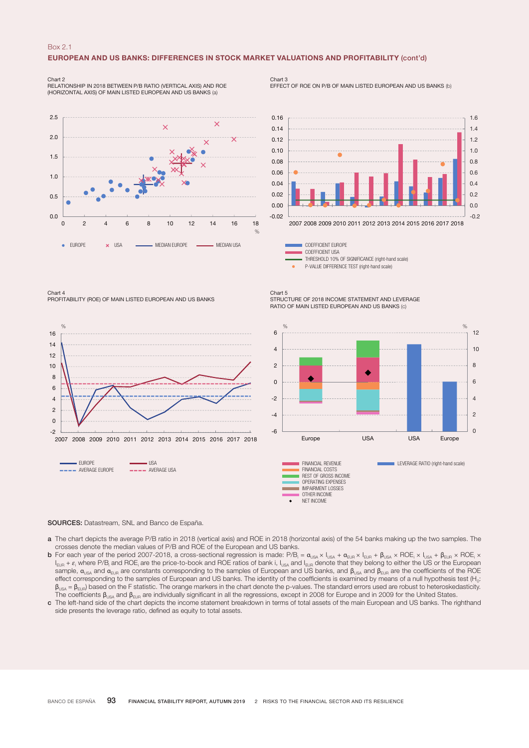Box 2.1

## EUROPEAN AND US BANKS: DIFFERENCES IN STOCK MARKET VALUATIONS AND PROFITABILITY (cont'd)

Chart 2
RELATIONSHIP IN 2018 BETWEEN P/B RATIO (VERTICAL AXIS) AND ROE (HORIZONTAL AXIS) OF MAIN LISTED EUROPEAN AND US BANKS (a)

Chart 3
EFFECT OF ROE ON P/B OF MAIN LISTED EUROPEAN AND US BANKS (b)

Chart 4
PROFITABILITY (ROE) OF MAIN LISTED EUROPEAN AND US BANKS

Chart 5
STRUCTURE OF 2018 INCOME STATEMENT AND LEVERAGE RATIO OF MAIN LISTED EUROPEAN AND US BANKS (c)

**SOURCES:** Datastream, SNL and Banco de España.

**a** The chart depicts the average P/B ratio in 2018 (vertical axis) and ROE in 2018 (horizontal axis) of the 54 banks making up the two samples. The crosses denote the median values of P/B and ROE of the European and US banks.

**b** For each year of the period 2007-2018, a cross-sectional regression is made: $P/B_i = \alpha_{USA} \times I_{USA} + \alpha_{EUR} \times I_{EUR} + \beta_{USA} \times ROE_i \times I_{USA} + \beta_{EUR} \times ROE_i \times I_{EUR} + \varepsilon_i$ where $P/B_i$ and $ROE_i$ are the price-to-book and ROE ratios of bank i, $I_{USA}$ and $I_{EUR}$ denote that they belong to either the US or the European sample, $\alpha_{USA}$ and $\alpha_{EUR}$ are constants corresponding to the samples of European and US banks, and $\beta_{USA}$ and $\beta_{EUR}$ are the coefficients of the ROE effect corresponding to the samples of European and US banks. The identity of the coefficients is examined by means of a null hypothesis test ($H_0$: $\beta_{USA} = \beta_{EUR}$) based on the F statistic. The orange markers in the chart denote the p-values. The standard errors used are robust to heteroskedasticity. The coefficients $\beta_{USA}$ and $\beta_{EUR}$ are individually significant in all the regressions, except in 2008 for Europe and in 2009 for the United States.

**c** The left-hand side of the chart depicts the income statement breakdown in terms of total assets of the main European and US banks. The righthand side presents the leverage ratio, defined as equity to total assets.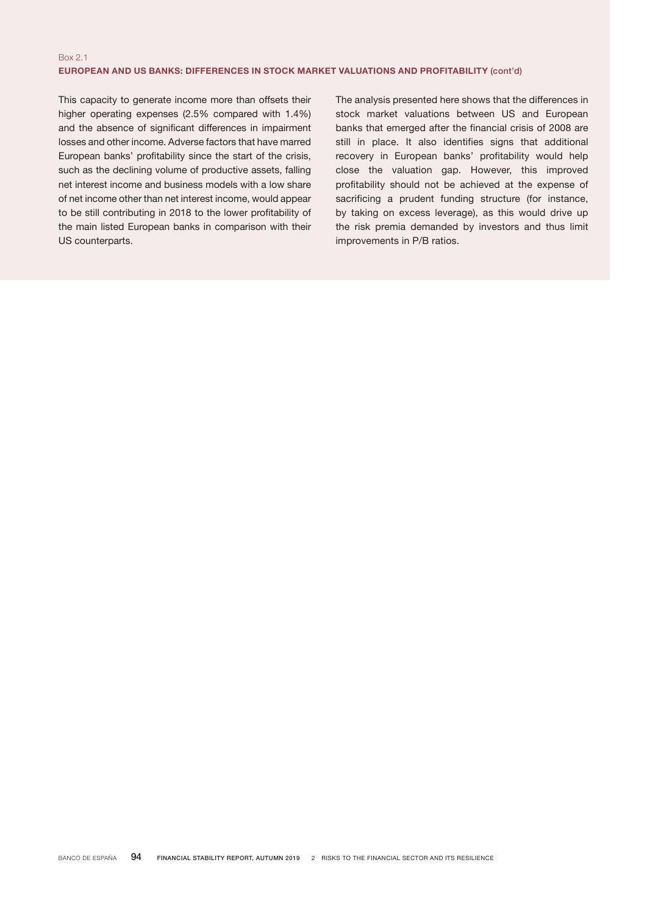Box 2.1

**EUROPEAN AND US BANKS: DIFFERENCES IN STOCK MARKET VALUATIONS AND PROFITABILITY (cont'd)**

This capacity to generate income more than offsets their higher operating expenses (2.5% compared with 1.4%) and the absence of significant differences in impairment losses and other income. Adverse factors that have marred European banks' profitability since the start of the crisis, such as the declining volume of productive assets, falling net interest income and business models with a low share of net income other than net interest income, would appear to be still contributing in 2018 to the lower profitability of the main listed European banks in comparison with their US counterparts.

The analysis presented here shows that the differences in stock market valuations between US and European banks that emerged after the financial crisis of 2008 are still in place. It also identifies signs that additional recovery in European banks' profitability would help close the valuation gap. However, this improved profitability should not be achieved at the expense of sacrificing a prudent funding structure (for instance, by taking on excess leverage), as this would drive up the risk premia demanded by investors and thus limit improvements in P/B ratios.